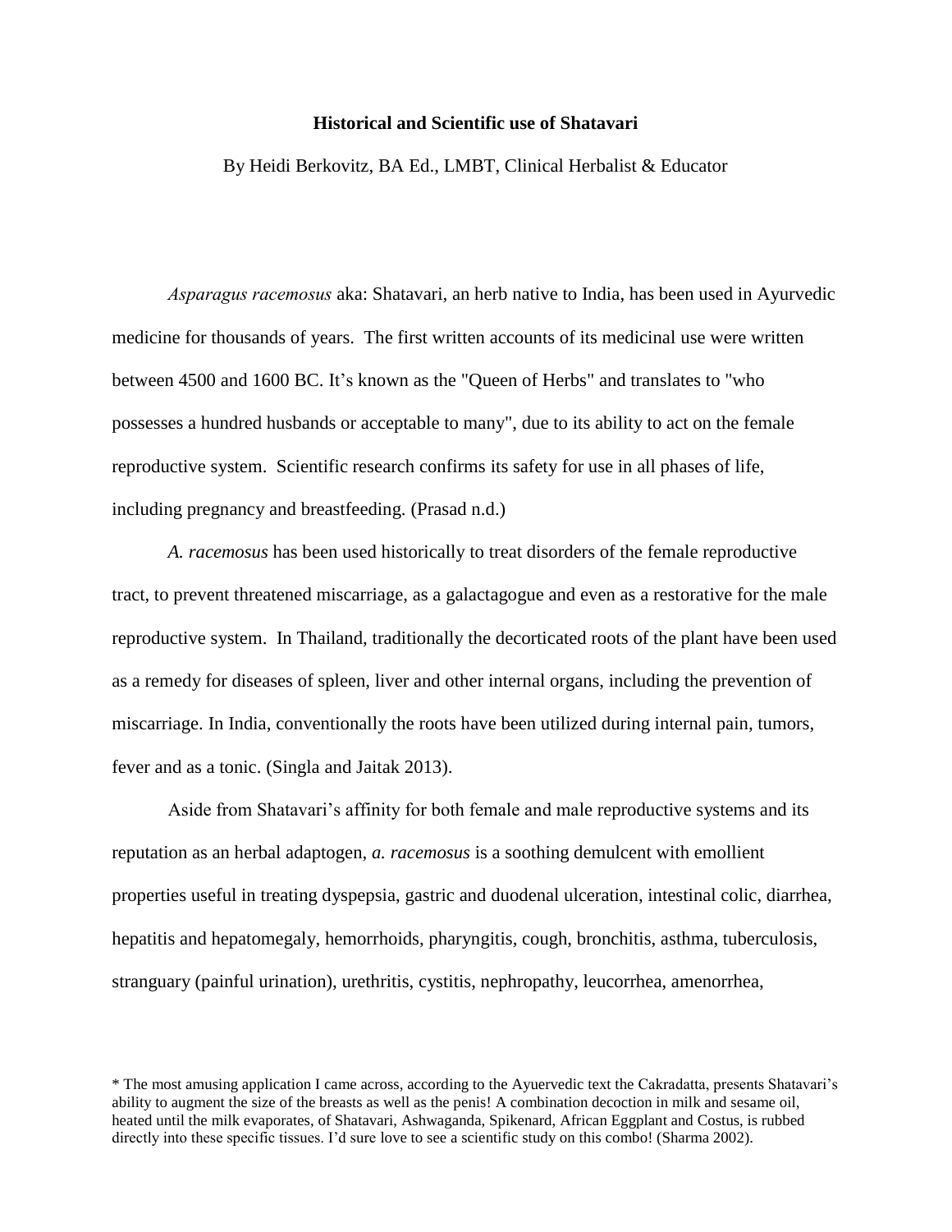**Historical and Scientific use of Shatavari**

By Heidi Berkovitz, BA Ed., LMBT, Clinical Herbalist & Educator

*Asparagus racemosus* aka: Shatavari, an herb native to India, has been used in Ayurvedic medicine for thousands of years. The first written accounts of its medicinal use were written between 4500 and 1600 BC. It's known as the "Queen of Herbs" and translates to "who possesses a hundred husbands or acceptable to many", due to its ability to act on the female reproductive system. Scientific research confirms its safety for use in all phases of life, including pregnancy and breastfeeding. (Prasad n.d.)

*A. racemosus* has been used historically to treat disorders of the female reproductive tract, to prevent threatened miscarriage, as a galactagogue and even as a restorative for the male reproductive system. In Thailand, traditionally the decorticated roots of the plant have been used as a remedy for diseases of spleen, liver and other internal organs, including the prevention of miscarriage. In India, conventionally the roots have been utilized during internal pain, tumors, fever and as a tonic. (Singla and Jaitak 2013).

Aside from Shatavari's affinity for both female and male reproductive systems and its reputation as an herbal adaptogen, *a. racemosus* is a soothing demulcent with emollient properties useful in treating dyspepsia, gastric and duodenal ulceration, intestinal colic, diarrhea, hepatitis and hepatomegaly, hemorrhoids, pharyngitis, cough, bronchitis, asthma, tuberculosis, stranguary (painful urination), urethritis, cystitis, nephropathy, leucorrhea, amenorrhea,

* The most amusing application I came across, according to the Ayuervedic text the Cakradatta, presents Shatavari's ability to augment the size of the breasts as well as the penis! A combination decoction in milk and sesame oil, heated until the milk evaporates, of Shatavari, Ashwaganda, Spikenard, African Eggplant and Costus, is rubbed directly into these specific tissues. I'd sure love to see a scientific study on this combo! (Sharma 2002).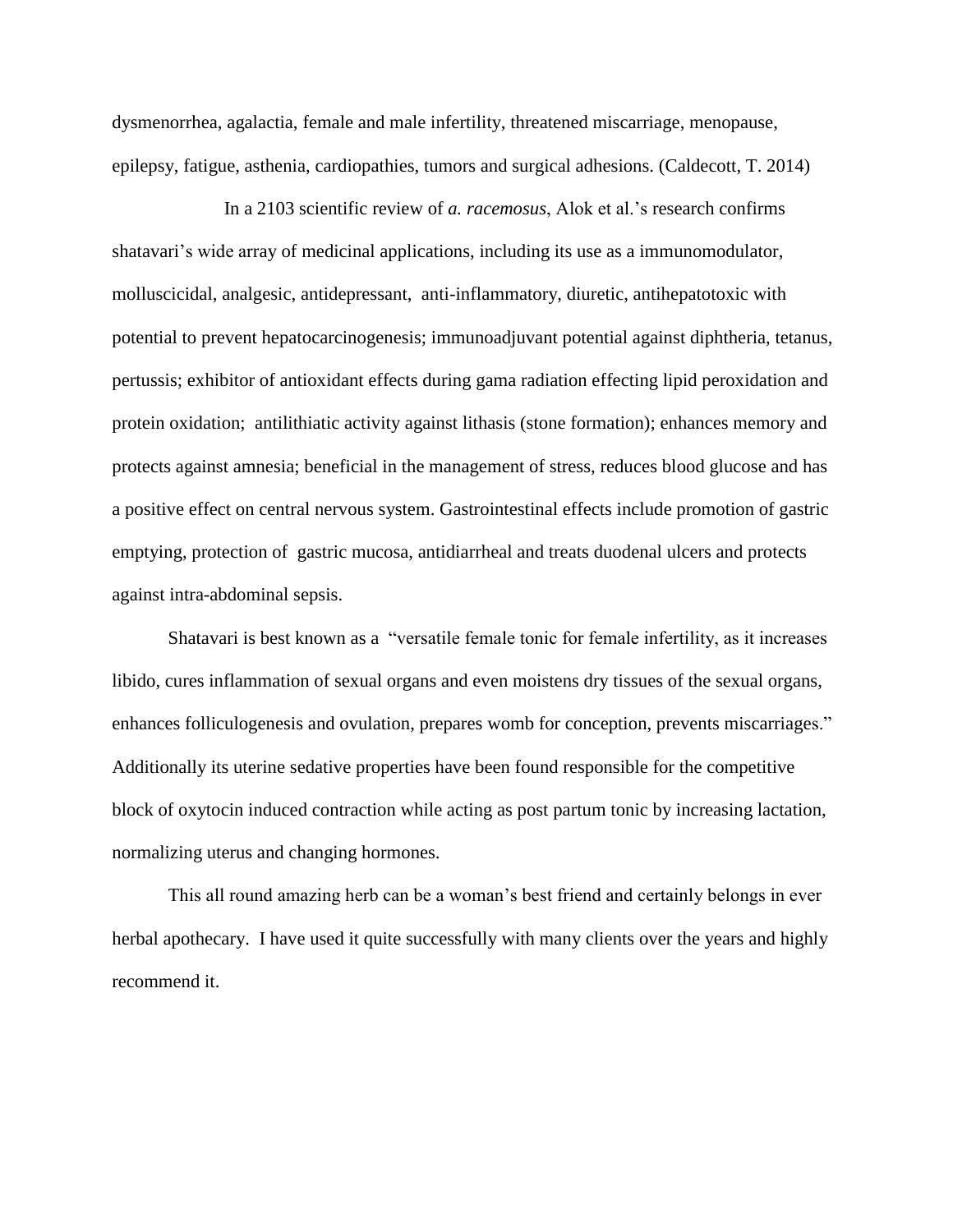dysmenorrhea, agalactia, female and male infertility, threatened miscarriage, menopause, epilepsy, fatigue, asthenia, cardiopathies, tumors and surgical adhesions. (Caldecott, T. 2014)

In a 2103 scientific review of *a. racemosus*, Alok et al.'s research confirms shatavari's wide array of medicinal applications, including its use as a immunomodulator, molluscicidal, analgesic, antidepressant, anti-inflammatory, diuretic, antihepatotoxic with potential to prevent hepatocarcinogenesis; immunoadjuvant potential against diphtheria, tetanus, pertussis; exhibitor of antioxidant effects during gama radiation effecting lipid peroxidation and protein oxidation; antilithiatic activity against lithasis (stone formation); enhances memory and protects against amnesia; beneficial in the management of stress, reduces blood glucose and has a positive effect on central nervous system. Gastrointestinal effects include promotion of gastric emptying, protection of gastric mucosa, antidiarrheal and treats duodenal ulcers and protects against intra-abdominal sepsis.

Shatavari is best known as a "versatile female tonic for female infertility, as it increases libido, cures inflammation of sexual organs and even moistens dry tissues of the sexual organs, enhances folliculogenesis and ovulation, prepares womb for conception, prevents miscarriages." Additionally its uterine sedative properties have been found responsible for the competitive block of oxytocin induced contraction while acting as post partum tonic by increasing lactation, normalizing uterus and changing hormones.

This all round amazing herb can be a woman's best friend and certainly belongs in ever herbal apothecary. I have used it quite successfully with many clients over the years and highly recommend it.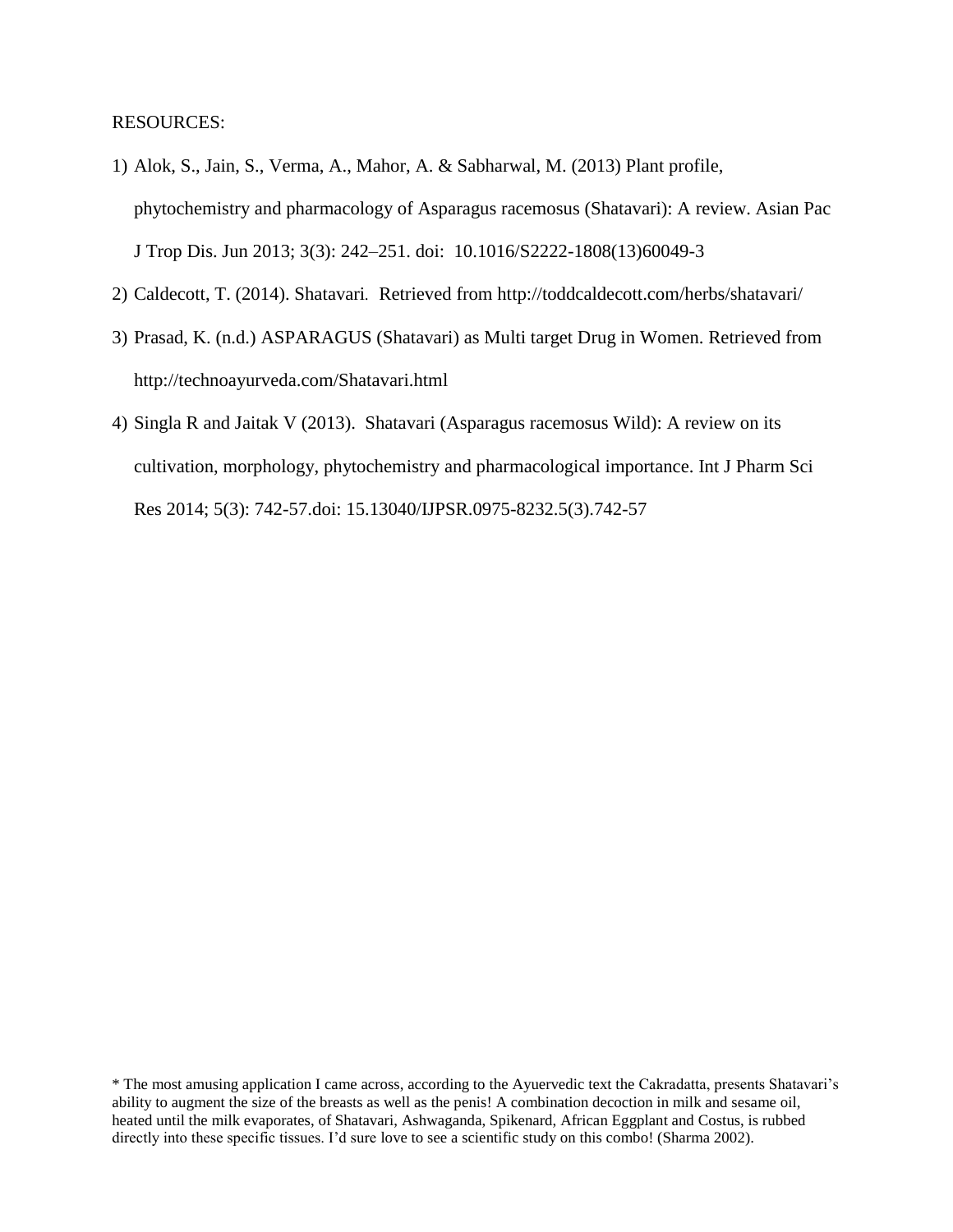RESOURCES:

1) Alok, S., Jain, S., Verma, A., Mahor, A. & Sabharwal, M. (2013) Plant profile, phytochemistry and pharmacology of Asparagus racemosus (Shatavari): A review. Asian Pac J Trop Dis. Jun 2013; 3(3): 242–251. doi: 10.1016/S2222-1808(13)60049-3
2) Caldecott, T. (2014). Shatavari. Retrieved from http://toddcaldecott.com/herbs/shatavari/
3) Prasad, K. (n.d.) ASPARAGUS (Shatavari) as Multi target Drug in Women. Retrieved from http://technoayurveda.com/Shatavari.html
4) Singla R and Jaitak V (2013). Shatavari (Asparagus racemosus Wild): A review on its cultivation, morphology, phytochemistry and pharmacological importance. Int J Pharm Sci Res 2014; 5(3): 742-57.doi: 15.13040/IJPSR.0975-8232.5(3).742-57

* The most amusing application I came across, according to the Ayuervedic text the Cakradatta, presents Shatavari's ability to augment the size of the breasts as well as the penis! A combination decoction in milk and sesame oil, heated until the milk evaporates, of Shatavari, Ashwaganda, Spikenard, African Eggplant and Costus, is rubbed directly into these specific tissues. I'd sure love to see a scientific study on this combo! (Sharma 2002).